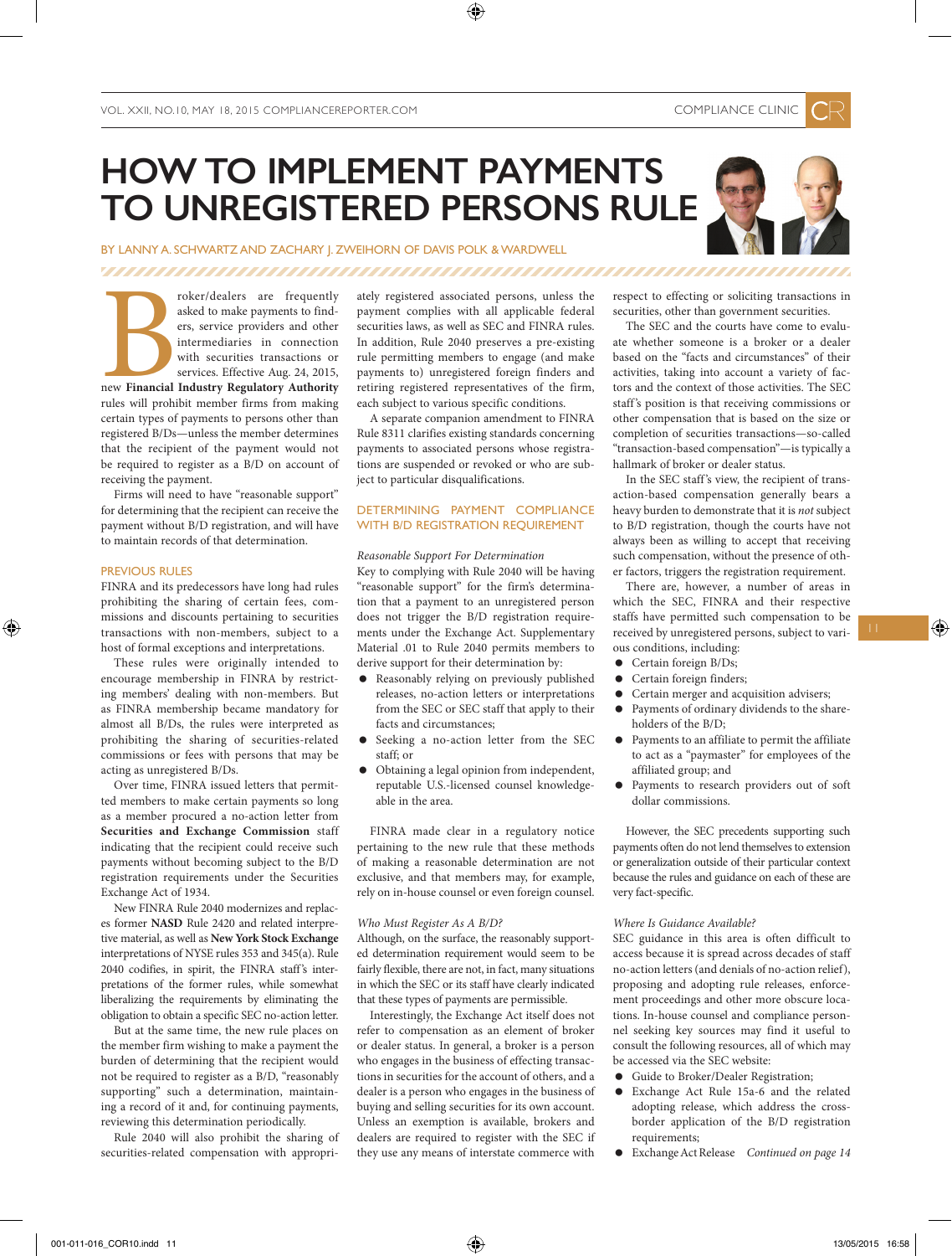# HOW TO IMPLEMENT PAYMENTS TO UNREGISTERED PERSONS RULE

BY LANNY A. SCHWARTZ AND ZACHARY J. ZWEIHORN OF DAVIS POLK & WARDWELL

Broker/dealers are frequently asked to make payments to finders, service providers and other intermediaries in connection with securities transactions or services. Effective Aug. 24, 2015, new **Financial Industry Regulatory Authority** rules will prohibit member firms from making certain types of payments to persons other than registered B/Ds—unless the member determines that the recipient of the payment would not be required to register as a B/D on account of receiving the payment.

Firms will need to have "reasonable support" for determining that the recipient can receive the payment without B/D registration, and will have to maintain records of that determination.

## PREVIOUS RULES

FINRA and its predecessors have long had rules prohibiting the sharing of certain fees, commissions and discounts pertaining to securities transactions with non-members, subject to a host of formal exceptions and interpretations.

These rules were originally intended to encourage membership in FINRA by restricting members' dealing with non-members. But as FINRA membership became mandatory for almost all B/Ds, the rules were interpreted as prohibiting the sharing of securities-related commissions or fees with persons that may be acting as unregistered B/Ds.

Over time, FINRA issued letters that permitted members to make certain payments so long as a member procured a no-action letter from **Securities and Exchange Commission** staff indicating that the recipient could receive such payments without becoming subject to the B/D registration requirements under the Securities Exchange Act of 1934.

New FINRA Rule 2040 modernizes and replaces former **NASD** Rule 2420 and related interpretive material, as well as **New York Stock Exchange** interpretations of NYSE rules 353 and 345(a). Rule 2040 codifies, in spirit, the FINRA staff's interpretations of the former rules, while somewhat liberalizing the requirements by eliminating the obligation to obtain a specific SEC no-action letter.

But at the same time, the new rule places on the member firm wishing to make a payment the burden of determining that the recipient would not be required to register as a B/D, "reasonably supporting" such a determination, maintaining a record of it and, for continuing payments, reviewing this determination periodically.

Rule 2040 will also prohibit the sharing of securities-related compensation with appropriately registered associated persons, unless the payment complies with all applicable federal securities laws, as well as SEC and FINRA rules. In addition, Rule 2040 preserves a pre-existing rule permitting members to engage (and make payments to) unregistered foreign finders and retiring registered representatives of the firm, each subject to various specific conditions.

A separate companion amendment to FINRA Rule 8311 clarifies existing standards concerning payments to associated persons whose registrations are suspended or revoked or who are subject to particular disqualifications.

## DETERMINING PAYMENT COMPLIANCE WITH B/D REGISTRATION REQUIREMENT

### *Reasonable Support For Determination*

Key to complying with Rule 2040 will be having "reasonable support" for the firm's determination that a payment to an unregistered person does not trigger the B/D registration requirements under the Exchange Act. Supplementary Material .01 to Rule 2040 permits members to derive support for their determination by:

- Reasonably relying on previously published releases, no-action letters or interpretations from the SEC or SEC staff that apply to their facts and circumstances;
- Seeking a no-action letter from the SEC staff; or
- Obtaining a legal opinion from independent, reputable U.S.-licensed counsel knowledgeable in the area.

FINRA made clear in a regulatory notice pertaining to the new rule that these methods of making a reasonable determination are not exclusive, and that members may, for example, rely on in-house counsel or even foreign counsel.

### *Who Must Register As A B/D?*

Although, on the surface, the reasonably supported determination requirement would seem to be fairly flexible, there are not, in fact, many situations in which the SEC or its staff have clearly indicated that these types of payments are permissible.

Interestingly, the Exchange Act itself does not refer to compensation as an element of broker or dealer status. In general, a broker is a person who engages in the business of effecting transactions in securities for the account of others, and a dealer is a person who engages in the business of buying and selling securities for its own account. Unless an exemption is available, brokers and dealers are required to register with the SEC if they use any means of interstate commerce with respect to effecting or soliciting transactions in securities, other than government securities.

The SEC and the courts have come to evaluate whether someone is a broker or a dealer based on the "facts and circumstances" of their activities, taking into account a variety of factors and the context of those activities. The SEC staff's position is that receiving commissions or other compensation that is based on the size or completion of securities transactions—so-called "transaction-based compensation"—is typically a hallmark of broker or dealer status.

In the SEC staff's view, the recipient of transaction-based compensation generally bears a heavy burden to demonstrate that it is *not* subject to B/D registration, though the courts have not always been as willing to accept that receiving such compensation, without the presence of other factors, triggers the registration requirement.

There are, however, a number of areas in which the SEC, FINRA and their respective staffs have permitted such compensation to be received by unregistered persons, subject to various conditions, including:

- Certain foreign B/Ds;
- Certain foreign finders;
- Certain merger and acquisition advisers;
- Payments of ordinary dividends to the shareholders of the B/D;
- Payments to an affiliate to permit the affiliate to act as a "paymaster" for employees of the affiliated group; and
- Payments to research providers out of soft dollar commissions.

However, the SEC precedents supporting such payments often do not lend themselves to extension or generalization outside of their particular context because the rules and guidance on each of these are very fact-specific.

### *Where Is Guidance Available?*

SEC guidance in this area is often difficult to access because it is spread across decades of staff no-action letters (and denials of no-action relief), proposing and adopting rule releases, enforcement proceedings and other more obscure locations. In-house counsel and compliance personnel seeking key sources may find it useful to consult the following resources, all of which may be accessed via the SEC website:

- Guide to Broker/Dealer Registration;
- Exchange Act Rule 15a-6 and the related adopting release, which address the cross-border application of the B/D registration requirements;
- Exchange Act Release *Continued on page 14*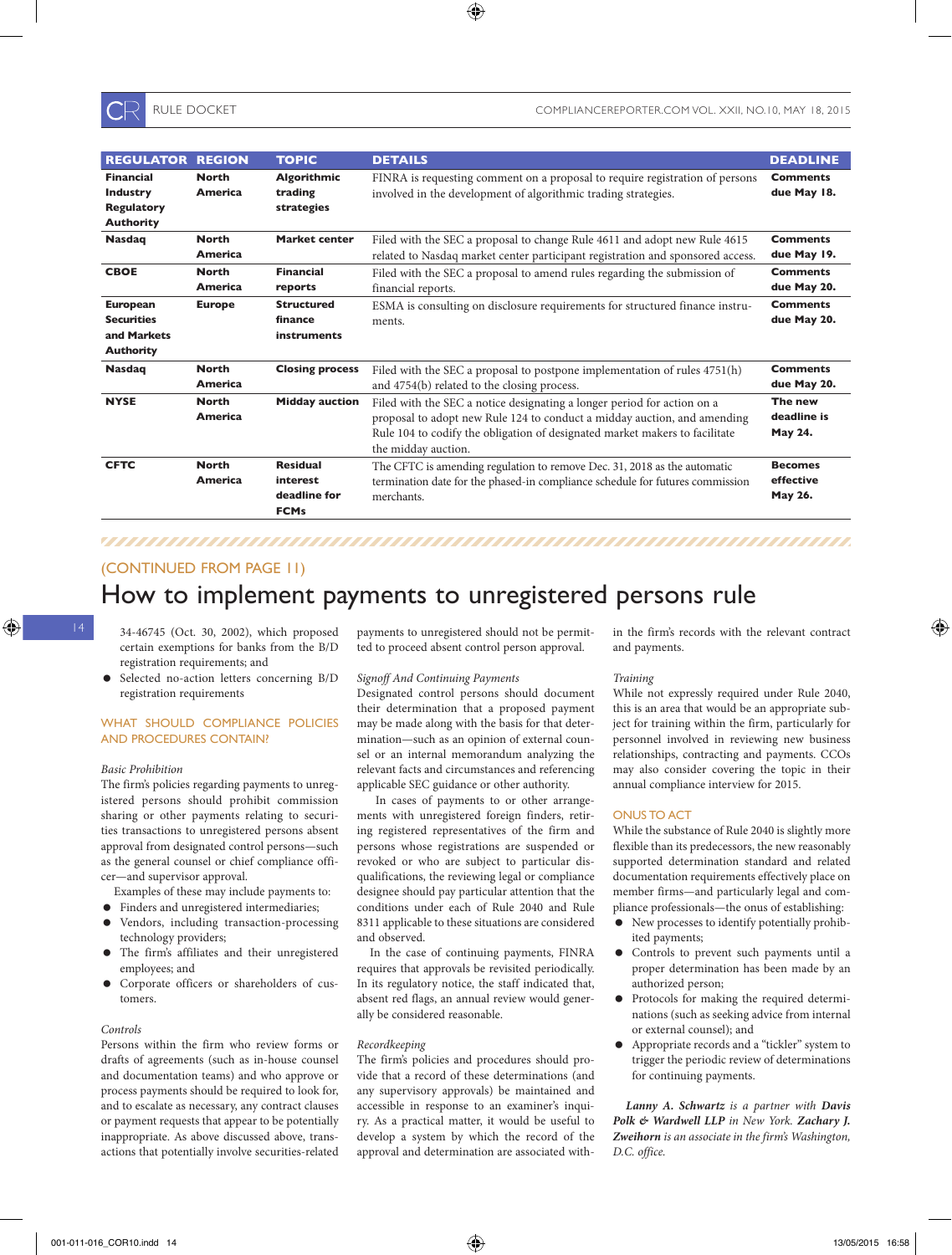| REGULATOR | REGION | TOPIC | DETAILS | DEADLINE |
|---|---|---|---|---|
| **Financial Industry Regulatory Authority** | **North America** | **Algorithmic trading strategies** | FINRA is requesting comment on a proposal to require registration of persons involved in the development of algorithmic trading strategies. | **Comments due May 18.** |
| **Nasdaq** | **North America** | **Market center** | Filed with the SEC a proposal to change Rule 4611 and adopt new Rule 4615 related to Nasdaq market center participant registration and sponsored access. | **Comments due May 19.** |
| **CBOE** | **North America** | **Financial reports** | Filed with the SEC a proposal to amend rules regarding the submission of financial reports. | **Comments due May 20.** |
| **European Securities and Markets Authority** | **Europe** | **Structured finance instruments** | ESMA is consulting on disclosure requirements for structured finance instruments. | **Comments due May 20.** |
| **Nasdaq** | **North America** | **Closing process** | Filed with the SEC a proposal to postpone implementation of rules 4751(h) and 4754(b) related to the closing process. | **Comments due May 20.** |
| **NYSE** | **North America** | **Midday auction** | Filed with the SEC a notice designating a longer period for action on a proposal to adopt new Rule 124 to conduct a midday auction, and amending Rule 104 to codify the obligation of designated market makers to facilitate the midday auction. | **The new deadline is May 24.** |
| **CFTC** | **North America** | **Residual interest deadline for FCMs** | The CFTC is amending regulation to remove Dec. 31, 2018 as the automatic termination date for the phased-in compliance schedule for futures commission merchants. | **Becomes effective May 26.** |

(CONTINUED FROM PAGE 11)

# How to implement payments to unregistered persons rule

34-46745 (Oct. 30, 2002), which proposed certain exemptions for banks from the B/D registration requirements; and

- Selected no-action letters concerning B/D registration requirements

## WHAT SHOULD COMPLIANCE POLICIES AND PROCEDURES CONTAIN?

*Basic Prohibition*

The firm's policies regarding payments to unregistered persons should prohibit commission sharing or other payments relating to securities transactions to unregistered persons absent approval from designated control persons—such as the general counsel or chief compliance officer—and supervisor approval.

Examples of these may include payments to:

- Finders and unregistered intermediaries;
- Vendors, including transaction-processing technology providers;
- The firm's affiliates and their unregistered employees; and
- Corporate officers or shareholders of customers.

*Controls*

Persons within the firm who review forms or drafts of agreements (such as in-house counsel and documentation teams) and who approve or process payments should be required to look for, and to escalate as necessary, any contract clauses or payment requests that appear to be potentially inappropriate. As above discussed above, transactions that potentially involve securities-related payments to unregistered should not be permitted to proceed absent control person approval.

*Signoff And Continuing Payments*

Designated control persons should document their determination that a proposed payment may be made along with the basis for that determination—such as an opinion of external counsel or an internal memorandum analyzing the relevant facts and circumstances and referencing applicable SEC guidance or other authority.

In cases of payments to or other arrangements with unregistered foreign finders, retiring registered representatives of the firm and persons whose registrations are suspended or revoked or who are subject to particular disqualifications, the reviewing legal or compliance designee should pay particular attention that the conditions under each of Rule 2040 and Rule 8311 applicable to these situations are considered and observed.

In the case of continuing payments, FINRA requires that approvals be revisited periodically. In its regulatory notice, the staff indicated that, absent red flags, an annual review would generally be considered reasonable.

*Recordkeeping*

The firm's policies and procedures should provide that a record of these determinations (and any supervisory approvals) be maintained and accessible in response to an examiner's inquiry. As a practical matter, it would be useful to develop a system by which the record of the approval and determination are associated within the firm's records with the relevant contract and payments.

*Training*

While not expressly required under Rule 2040, this is an area that would be an appropriate subject for training within the firm, particularly for personnel involved in reviewing new business relationships, contracting and payments. CCOs may also consider covering the topic in their annual compliance interview for 2015.

## ONUS TO ACT

While the substance of Rule 2040 is slightly more flexible than its predecessors, the new reasonably supported determination standard and related documentation requirements effectively place on member firms—and particularly legal and compliance professionals—the onus of establishing:

- New processes to identify potentially prohibited payments;
- Controls to prevent such payments until a proper determination has been made by an authorized person;
- Protocols for making the required determinations (such as seeking advice from internal or external counsel); and
- Appropriate records and a "tickler" system to trigger the periodic review of determinations for continuing payments.

***Lanny A. Schwartz*** *is a partner with* ***Davis Polk & Wardwell LLP*** *in New York.* ***Zachary J. Zweihorn*** *is an associate in the firm's Washington, D.C. office.*